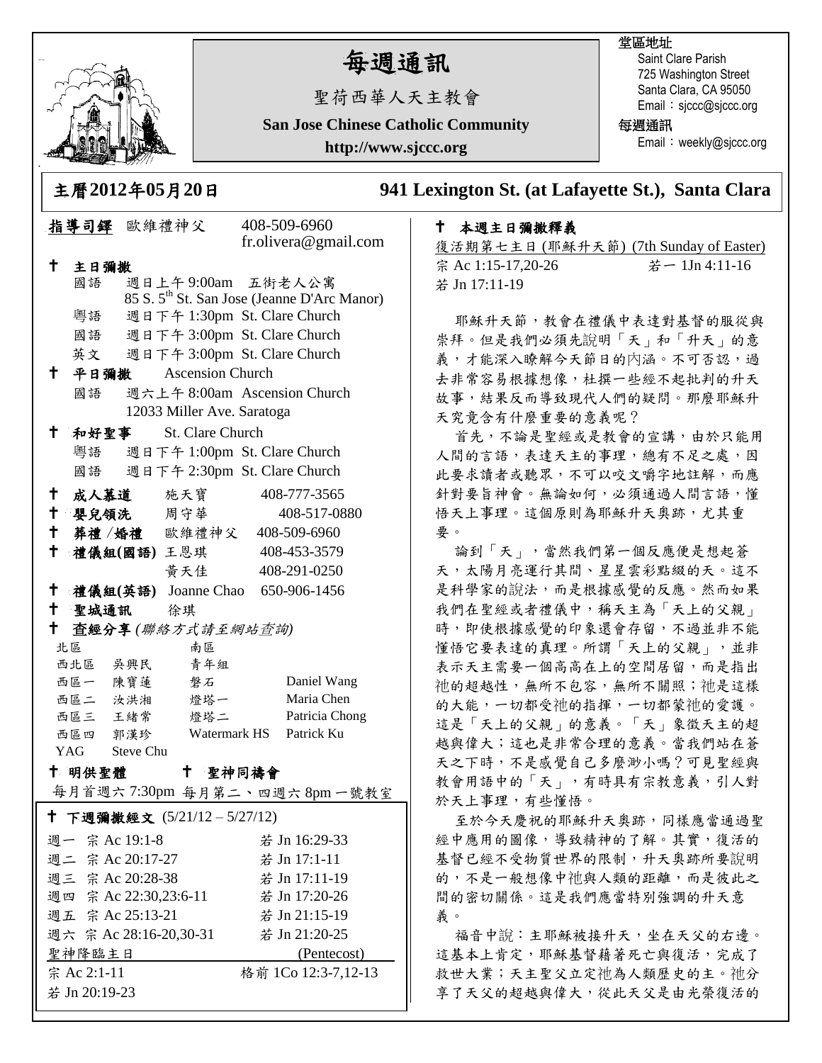# 每週通訊

聖荷西華人天主教會

**San Jose Chinese Catholic Community**

**http://www.sjccc.org**

堂區地址
Saint Clare Parish
725 Washington Street
Santa Clara, CA 95050
Email：sjccc@sjccc.org

每週通訊
Email：weekly@sjccc.org

## 主曆2012年05月20日　　941 Lexington St. (at Lafayette St.), Santa Clara

**指導司鐸** 歐維禮神父　408-509-6960　fr.olivera@gmail.com

✝ **主日彌撒**
- 國語　週日上午 9:00am 五街老人公寓 85 S. 5th St. San Jose (Jeanne D'Arc Manor)
- 粵語　週日下午 1:30pm St. Clare Church
- 國語　週日下午 3:00pm St. Clare Church
- 英文　週日下午 3:00pm St. Clare Church

✝ **平日彌撒**　Ascension Church
- 國語　週六上午 8:00am Ascension Church 12033 Miller Ave. Saratoga

✝ **和好聖事**　St. Clare Church
- 粵語　週日下午 1:00pm St. Clare Church
- 國語　週日下午 2:30pm St. Clare Church

✝ **成人慕道**　施天寶　408-777-3565
✝ **嬰兒領洗**　周守華　408-517-0880
✝ **葬禮 /婚禮**　歐維禮神父　408-509-6960
✝ **禮儀組(國語)**　王恩琪　408-453-3579
　黃天佳　408-291-0250
✝ **禮儀組(英語)**　Joanne Chao　650-906-1456
✝ **聖城通訊**　徐琪
✝ **查經分享** *(聯絡方式請至網站查詢)*

| 北區 | | 南區 | |
|---|---|---|---|
| 西北區 | 吳興民 | 青年組 | |
| 西區一 | 陳寶蓮 | 磐石 | Daniel Wang |
| 西區二 | 汝洪湘 | 燈塔一 | Maria Chen |
| 西區三 | 王緒常 | 燈塔二 | Patricia Chong |
| 西區四 | 郭漢珍 | Watermark HS | Patrick Ku |
| YAG | Steve Chu | | |

✝ **明供聖體**　✝ **聖神同禱會**

每月首週六 7:30pm　每月第二、四週六 8pm 一號教室

✝ **下週彌撒經文** (5/21/12 – 5/27/12)

| | | |
|---|---|---|
| 週一 | 宗 Ac 19:1-8 | 若 Jn 16:29-33 |
| 週二 | 宗 Ac 20:17-27 | 若 Jn 17:1-11 |
| 週三 | 宗 Ac 20:28-38 | 若 Jn 17:11-19 |
| 週四 | 宗 Ac 22:30,23:6-11 | 若 Jn 17:20-26 |
| 週五 | 宗 Ac 25:13-21 | 若 Jn 21:15-19 |
| 週六 | 宗 Ac 28:16-20,30-31 | 若 Jn 21:20-25 |

聖神降臨主日 (Pentecost)
宗 Ac 2:1-11　格前 1Co 12:3-7,12-13
若 Jn 20:19-23

✝ **本週主日彌撒釋義**

復活期第七主日 (耶穌升天節) (7th Sunday of Easter)
宗 Ac 1:15-17,20-26　若一 1Jn 4:11-16
若 Jn 17:11-19

耶穌升天節，教會在禮儀中表達對基督的服從與崇拜。但是我們必須先說明「天」和「升天」的意義，才能深入瞭解今天節日的內涵。不可否認，過去非常容易根據想像，杜撰一些經不起批判的升天故事，結果反而導致現代人們的疑問。那麼耶穌升天究竟含有什麼重要的意義呢？

首先，不論是聖經或是教會的宣講，由於只能用人間的言語，表達天主的事理，總有不足之處，因此要求讀者或聽眾，不可以咬文嚼字地註解，而應針對要旨神會。無論如何，必須通過人間言語，懂悟天上事理。這個原則為耶穌升天奧跡，尤其重要。

論到「天」，當然我們第一個反應便是想起蒼天，太陽月亮運行其間、星星雲彩點綴的天。這不是科學家的說法，而是根據感覺的反應。然而如果我們在聖經或者禮儀中，稱天主為「天上的父親」時，即使根據感覺的印象還會存留，不過並非不能懂悟它要表達的真理。所謂「天上的父親」，並非表示天主需要一個高高在上的空間居留，而是指出祂的超越性，無所不包容，無所不關照；祂是這樣的大能，一切都受祂的指揮，一切都蒙祂的愛護。這是「天上的父親」的意義。「天」象徵天主的超越與偉大；這也是非常合理的意義。當我們站在蒼天之下時，不是感覺自己多麼渺小嗎？可見聖經與教會用語中的「天」，有時具有宗教意義，引人對於天上事理，有些懂悟。

至於今天慶祝的耶穌升天奧跡，同樣應當通過聖經中應用的圖像，導致精神的了解。其實，復活的基督已經不受物質世界的限制，升天奧跡所要說明的，不是一般想像中祂與人類的距離，而是彼此之間的密切關係。這是我們應當特別強調的升天意義。

福音中說：主耶穌被接升天，坐在天父的右邊。這基本上肯定，耶穌基督藉著死亡與復活，完成了救世大業；天主聖父立定祂為人類歷史的主。祂分享了天父的超越與偉大，從此天父是由光榮復活的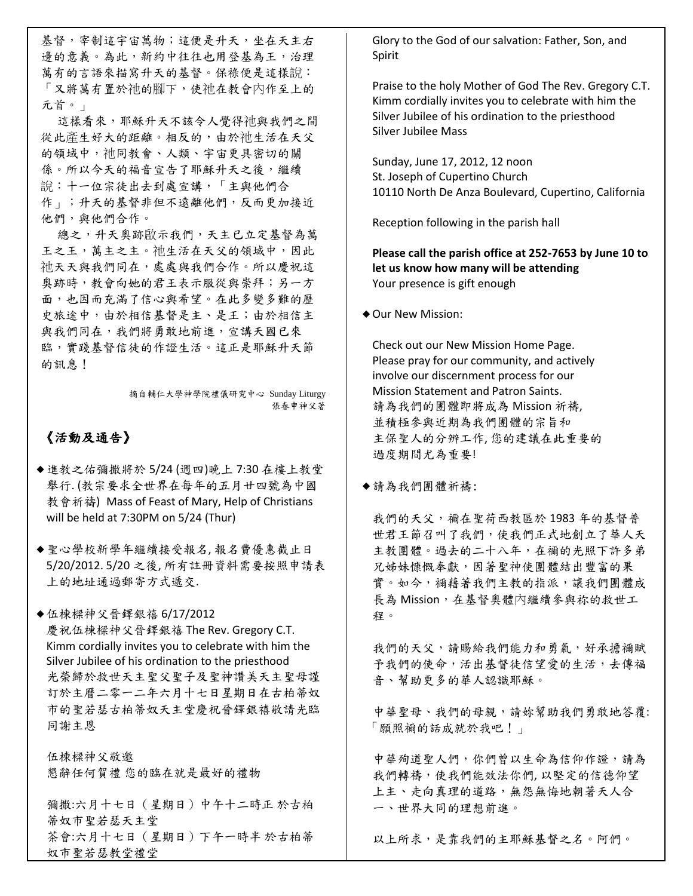基督，宰制這宇宙萬物；這便是升天，坐在天主右邊的意義。為此，新約中往往也用登基為王，治理萬有的言語來描寫升天的基督。保祿便是這樣說：「又將萬有置於祂的腳下，使祂在教會內作至上的元首。」

這樣看來，耶穌升天不該令人覺得祂與我們之間從此產生好大的距離。相反的，由於祂生活在天父的領域中，祂同教會、人類、宇宙更具密切的關係。所以今天的福音宣告了耶穌升天之後，繼續說：十一位宗徒出去到處宣講，「主與他們合作」；升天的基督非但不遠離他們，反而更加接近他們，與他們合作。

總之，升天奧跡啟示我們，天主已立定基督為萬王之王，萬主之主。祂生活在天父的領域中，因此祂天天與我們同在，處處與我們合作。所以慶祝這奧跡時，教會向她的君王表示服從與崇拜；另一方面，也因而充滿了信心與希望。在此多變多難的歷史旅途中，由於相信基督是主、是王；由於相信主與我們同在，我們將勇敢地前進，宣講天國已來臨，實踐基督信徒的作證生活。這正是耶穌升天節的訊息！

摘自輔仁大學神學院禮儀研究中心 Sunday Liturgy
張春申神父著

## 《活動及通告》

◆ 進教之佑彌撒將於 5/24 (週四)晚上 7:30 在樓上教堂舉行. (教宗要求全世界在每年的五月廿四號為中國教會祈禱) Mass of Feast of Mary, Help of Christians will be held at 7:30PM on 5/24 (Thur)

◆ 聖心學校新學年繼續接受報名, 報名費優惠截止日 5/20/2012. 5/20 之後, 所有註冊資料需要按照申請表上的地址通過郵寄方式遞交.

◆ 伍棟樑神父晉鐸銀禧 6/17/2012
慶祝伍棟樑神父晉鐸銀禧 The Rev. Gregory C.T. Kimm cordially invites you to celebrate with him the Silver Jubilee of his ordination to the priesthood
光榮歸於救世天主聖父聖子及聖神讚美天主聖母謹訂於主曆二零一二年六月十七日星期日在古柏蒂奴市的聖若瑟古柏蒂奴天主堂慶祝晉鐸銀禧敬請光臨同謝主恩

伍棟樑神父敬邀
懇辭任何賀禮 您的臨在就是最好的禮物

彌撒:六月十七日（星期日）中午十二時正 於古柏蒂奴市聖若瑟天主堂
茶會:六月十七日（星期日）下午一時半 於古柏蒂奴市聖若瑟教堂禮堂

Glory to the God of our salvation: Father, Son, and Spirit

Praise to the holy Mother of God The Rev. Gregory C.T. Kimm cordially invites you to celebrate with him the Silver Jubilee of his ordination to the priesthood
Silver Jubilee Mass

Sunday, June 17, 2012, 12 noon
St. Joseph of Cupertino Church
10110 North De Anza Boulevard, Cupertino, California

Reception following in the parish hall

**Please call the parish office at 252-7653 by June 10 to let us know how many will be attending**
Your presence is gift enough

◆ Our New Mission:

Check out our New Mission Home Page. Please pray for our community, and actively involve our discernment process for our Mission Statement and Patron Saints.
請為我們的團體即將成為 Mission 祈禱, 並積極參與近期為我們團體的宗旨和主保聖人的分辨工作, 您的建議在此重要的過度期間尤為重要!

◆ 請為我們團體祈禱:

我們的天父，禰在聖荷西教區於 1983 年的基督普世君王節召叫了我們，使我們正式地創立了華人天主教團體。過去的二十八年，在禰的光照下許多弟兄姊妹慷慨奉獻，因著聖神使團體結出豐富的果實。如今，禰藉著我們主教的指派，讓我們團體成長為 Mission，在基督奧體內繼續參與祢的救世工程。

我們的天父，請賜給我們能力和勇氣，好承擔禰賦予我們的使命，活出基督徒信望愛的生活，去傳福音、幫助更多的華人認識耶穌。

中華聖母、我們的母親，請妳幫助我們勇敢地答覆:「願照禰的話成就於我吧！」

中華殉道聖人們，你們曾以生命為信仰作證，請為我們轉禱，使我們能效法你們, 以堅定的信德仰望上主、走向真理的道路，無怨無悔地朝著天人合一、世界大同的理想前進。

以上所求，是靠我們的主耶穌基督之名。阿們。